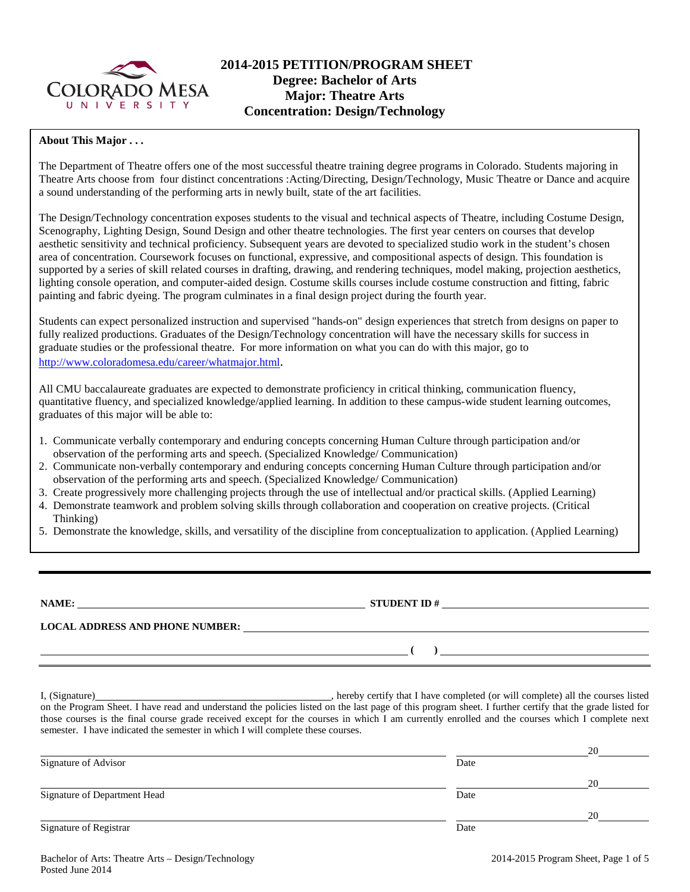# 2014-2015 PETITION/PROGRAM SHEET
## Degree: Bachelor of Arts
## Major: Theatre Arts
## Concentration: Design/Technology

**About This Major . . .**

The Department of Theatre offers one of the most successful theatre training degree programs in Colorado. Students majoring in Theatre Arts choose from four distinct concentrations :Acting/Directing, Design/Technology, Music Theatre or Dance and acquire a sound understanding of the performing arts in newly built, state of the art facilities.

The Design/Technology concentration exposes students to the visual and technical aspects of Theatre, including Costume Design, Scenography, Lighting Design, Sound Design and other theatre technologies. The first year centers on courses that develop aesthetic sensitivity and technical proficiency. Subsequent years are devoted to specialized studio work in the student's chosen area of concentration. Coursework focuses on functional, expressive, and compositional aspects of design. This foundation is supported by a series of skill related courses in drafting, drawing, and rendering techniques, model making, projection aesthetics, lighting console operation, and computer-aided design. Costume skills courses include costume construction and fitting, fabric painting and fabric dyeing. The program culminates in a final design project during the fourth year.

Students can expect personalized instruction and supervised "hands-on" design experiences that stretch from designs on paper to fully realized productions. Graduates of the Design/Technology concentration will have the necessary skills for success in graduate studies or the professional theatre. For more information on what you can do with this major, go to http://www.coloradomesa.edu/career/whatmajor.html.

All CMU baccalaureate graduates are expected to demonstrate proficiency in critical thinking, communication fluency, quantitative fluency, and specialized knowledge/applied learning. In addition to these campus-wide student learning outcomes, graduates of this major will be able to:

1. Communicate verbally contemporary and enduring concepts concerning Human Culture through participation and/or observation of the performing arts and speech. (Specialized Knowledge/ Communication)
2. Communicate non-verbally contemporary and enduring concepts concerning Human Culture through participation and/or observation of the performing arts and speech. (Specialized Knowledge/ Communication)
3. Create progressively more challenging projects through the use of intellectual and/or practical skills. (Applied Learning)
4. Demonstrate teamwork and problem solving skills through collaboration and cooperation on creative projects. (Critical Thinking)
5. Demonstrate the knowledge, skills, and versatility of the discipline from conceptualization to application. (Applied Learning)

---

**NAME:** ______________________ **STUDENT ID #** ______________________

**LOCAL ADDRESS AND PHONE NUMBER:** ______________________

______________________ **( )** ______________________

I, (Signature)______________________, hereby certify that I have completed (or will complete) all the courses listed on the Program Sheet. I have read and understand the policies listed on the last page of this program sheet. I further certify that the grade listed for those courses is the final course grade received except for the courses in which I am currently enrolled and the courses which I complete next semester. I have indicated the semester in which I will complete these courses.

______________________ ______________ 20______
Signature of Advisor Date

______________________ ______________ 20______
Signature of Department Head Date

______________________ ______________ 20______
Signature of Registrar Date

Bachelor of Arts: Theatre Arts – Design/Technology
Posted June 2014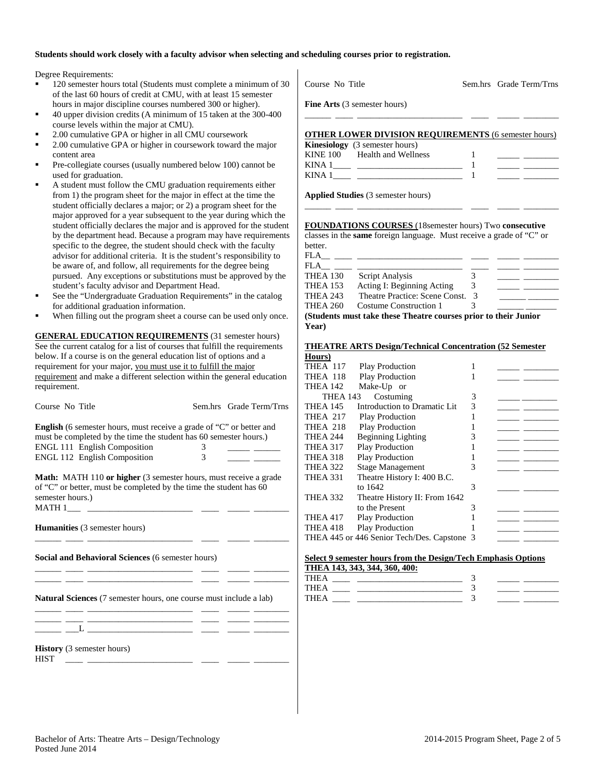**Students should work closely with a faculty advisor when selecting and scheduling courses prior to registration.**

Degree Requirements:

- 120 semester hours total (Students must complete a minimum of 30 of the last 60 hours of credit at CMU, with at least 15 semester hours in major discipline courses numbered 300 or higher).
- 40 upper division credits (A minimum of 15 taken at the 300-400 course levels within the major at CMU).
- 2.00 cumulative GPA or higher in all CMU coursework
- 2.00 cumulative GPA or higher in coursework toward the major content area
- Pre-collegiate courses (usually numbered below 100) cannot be used for graduation.
- A student must follow the CMU graduation requirements either from 1) the program sheet for the major in effect at the time the student officially declares a major; or 2) a program sheet for the major approved for a year subsequent to the year during which the student officially declares the major and is approved for the student by the department head. Because a program may have requirements specific to the degree, the student should check with the faculty advisor for additional criteria. It is the student's responsibility to be aware of, and follow, all requirements for the degree being pursued. Any exceptions or substitutions must be approved by the student's faculty advisor and Department Head.
- See the "Undergraduate Graduation Requirements" in the catalog for additional graduation information.
- When filling out the program sheet a course can be used only once.

**GENERAL EDUCATION REQUIREMENTS** (31 semester hours) See the current catalog for a list of courses that fulfill the requirements below. If a course is on the general education list of options and a requirement for your major, you must use it to fulfill the major requirement and make a different selection within the general education requirement.

| Course No Title | Sem.hrs | Grade Term/Trns |
|---|---|---|
| **English** (6 semester hours, must receive a grade of "C" or better and must be completed by the time the student has 60 semester hours.) | | |
| ENGL 111 English Composition | 3 | ____ ____ |
| ENGL 112 English Composition | 3 | ____ ____ |
| **Math:** MATH 110 **or higher** (3 semester hours, must receive a grade of "C" or better, must be completed by the time the student has 60 semester hours.) | | |
| MATH 1___ ____________________ | ____ | ____ ____ |
| **Humanities** (3 semester hours) | | |
| ____ ____ ____________________ | ____ | ____ ____ |
| **Social and Behavioral Sciences** (6 semester hours) | | |
| ____ ____ ____________________ | ____ | ____ ____ |
| ____ ____ ____________________ | ____ | ____ ____ |
| **Natural Sciences** (7 semester hours, one course must include a lab) | | |
| ____ ____ ____________________ | ____ | ____ ____ |
| ____ ____ ____________________ | ____ | ____ ____ |
| ____ ___L ____________________ | ____ | ____ ____ |
| **History** (3 semester hours) | | |
| HIST ____ ____________________ | ____ | ____ ____ |
| **Fine Arts** (3 semester hours) | | |
| ____ ____ ____________________ | ____ | ____ ____ |

**OTHER LOWER DIVISION REQUIREMENTS** (6 semester hours)

| Course No Title | Sem.hrs | Grade Term/Trns |
|---|---|---|
| **Kinesiology** (3 semester hours) | | |
| KINE 100 Health and Wellness | 1 | ____ ____ |
| KINA 1____ ____________________ | 1 | ____ ____ |
| KINA 1____ ____________________ | 1 | ____ ____ |
| **Applied Studies** (3 semester hours) | | |
| ____ ____ ____________________ | ____ | ____ ____ |

**FOUNDATIONS COURSES** (18semester hours) Two **consecutive** classes in the **same** foreign language. Must receive a grade of "C" or better.

| Course No Title | Sem.hrs | Grade Term/Trns |
|---|---|---|
| FLA__ ____ ____________________ | ____ | ____ ____ |
| FLA__ ____ ____________________ | ____ | ____ ____ |
| THEA 130 Script Analysis | 3 | ____ ____ |
| THEA 153 Acting I: Beginning Acting | 3 | ____ ____ |
| THEA 243 Theatre Practice: Scene Const. | 3 | ____ ____ |
| THEA 260 Costume Construction 1 | 3 | ____ ____ |

**(Students must take these Theatre courses prior to their Junior Year)**

**THEATRE ARTS Design/Technical Concentration (52 Semester Hours)**

| Course No Title | Sem.hrs | Grade Term/Trns |
|---|---|---|
| THEA 117 Play Production | 1 | ____ ____ |
| THEA 118 Play Production | 1 | ____ ____ |
| THEA 142 Make-Up or THEA 143 Costuming | 3 | ____ ____ |
| THEA 145 Introduction to Dramatic Lit | 3 | ____ ____ |
| THEA 217 Play Production | 1 | ____ ____ |
| THEA 218 Play Production | 1 | ____ ____ |
| THEA 244 Beginning Lighting | 3 | ____ ____ |
| THEA 317 Play Production | 1 | ____ ____ |
| THEA 318 Play Production | 1 | ____ ____ |
| THEA 322 Stage Management | 3 | ____ ____ |
| THEA 331 Theatre History I: 400 B.C. to 1642 | 3 | ____ ____ |
| THEA 332 Theatre History II: From 1642 to the Present | 3 | ____ ____ |
| THEA 417 Play Production | 1 | ____ ____ |
| THEA 418 Play Production | 1 | ____ ____ |
| THEA 445 or 446 Senior Tech/Des. Capstone | 3 | ____ ____ |

**Select 9 semester hours from the Design/Tech Emphasis Options THEA 143, 343, 344, 360, 400:**

| Course No Title | Sem.hrs | Grade Term/Trns |
|---|---|---|
| THEA ____ ____________________ | 3 | ____ ____ |
| THEA ____ ____________________ | 3 | ____ ____ |
| THEA ____ ____________________ | 3 | ____ ____ |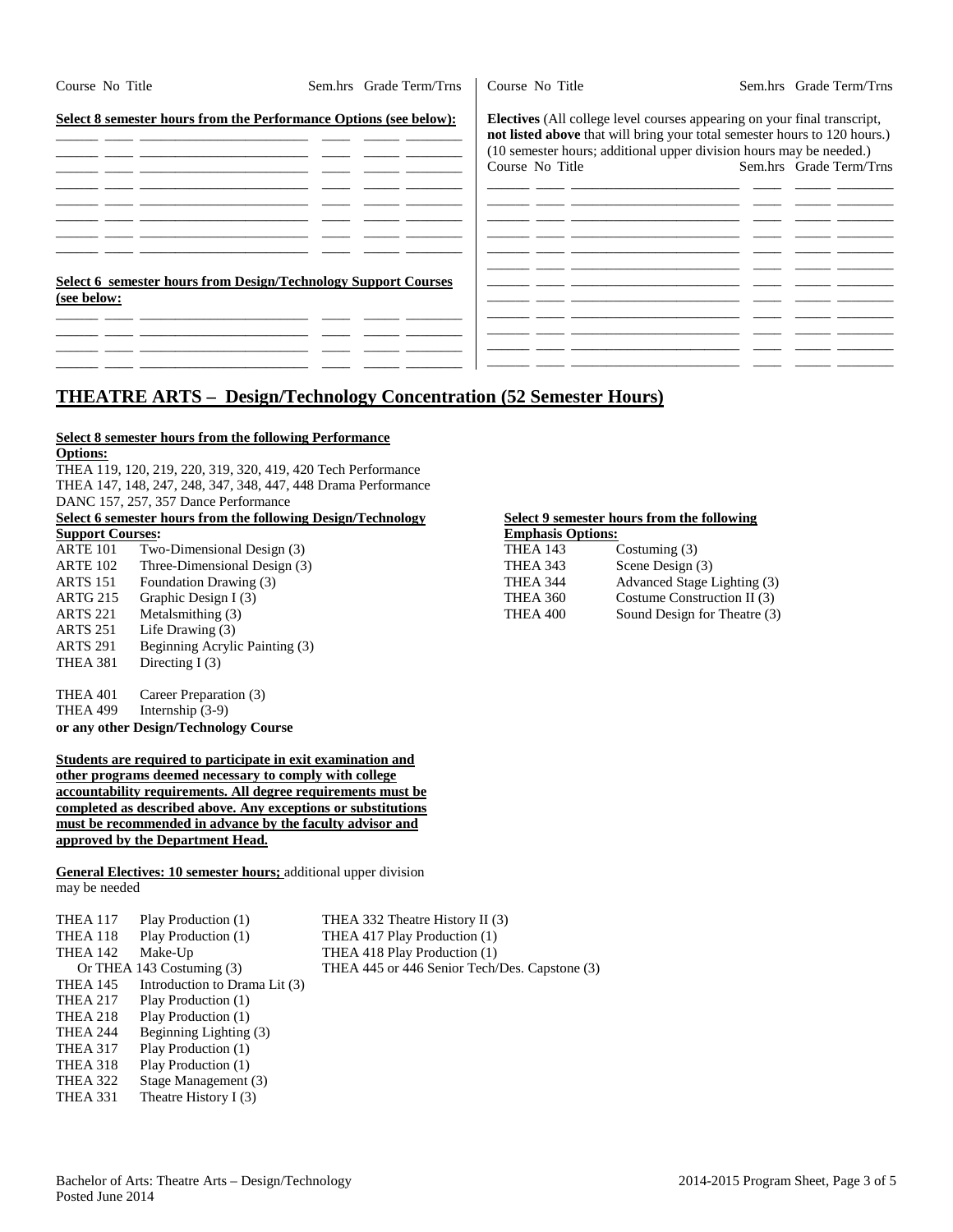Course No Title | Sem.hrs | Grade | Term/Trns

**Select 8 semester hours from the Performance Options (see below):**

| Course | No | Title | Sem.hrs | Grade | Term/Trns |
|---|---|---|---|---|---|
| | | | | | |
| | | | | | |
| | | | | | |
| | | | | | |
| | | | | | |
| | | | | | |
| | | | | | |
| | | | | | |

**Select 6 semester hours from Design/Technology Support Courses (see below:**

| Course | No | Title | Sem.hrs | Grade | Term/Trns |
|---|---|---|---|---|---|
| | | | | | |
| | | | | | |
| | | | | | |
| | | | | | |

**Electives** (All college level courses appearing on your final transcript, **not listed above** that will bring your total semester hours to 120 hours.) (10 semester hours; additional upper division hours may be needed.)

| Course | No | Title | Sem.hrs | Grade | Term/Trns |
|---|---|---|---|---|---|
| | | | | | |
| | | | | | |
| | | | | | |
| | | | | | |
| | | | | | |
| | | | | | |
| | | | | | |
| | | | | | |
| | | | | | |
| | | | | | |
| | | | | | |

## THEATRE ARTS – Design/Technology Concentration (52 Semester Hours)

**Select 8 semester hours from the following Performance Options:**

THEA 119, 120, 219, 220, 319, 320, 419, 420 Tech Performance
THEA 147, 148, 247, 248, 347, 348, 447, 448 Drama Performance
DANC 157, 257, 357 Dance Performance

**Select 6 semester hours from the following Design/Technology Support Courses:**

ARTE 101 Two-Dimensional Design (3)
ARTE 102 Three-Dimensional Design (3)
ARTS 151 Foundation Drawing (3)
ARTG 215 Graphic Design I (3)
ARTS 221 Metalsmithing (3)
ARTS 251 Life Drawing (3)
ARTS 291 Beginning Acrylic Painting (3)
THEA 381 Directing I (3)

THEA 401 Career Preparation (3)
THEA 499 Internship (3-9)
**or any other Design/Technology Course**

**Select 9 semester hours from the following Emphasis Options:**

THEA 143 Costuming (3)
THEA 343 Scene Design (3)
THEA 344 Advanced Stage Lighting (3)
THEA 360 Costume Construction II (3)
THEA 400 Sound Design for Theatre (3)

**Students are required to participate in exit examination and other programs deemed necessary to comply with college accountability requirements. All degree requirements must be completed as described above. Any exceptions or substitutions must be recommended in advance by the faculty advisor and approved by the Department Head.**

**General Electives: 10 semester hours;** additional upper division may be needed

THEA 117 Play Production (1)
THEA 118 Play Production (1)
THEA 142 Make-Up
Or THEA 143 Costuming (3)
THEA 145 Introduction to Drama Lit (3)
THEA 217 Play Production (1)
THEA 218 Play Production (1)
THEA 244 Beginning Lighting (3)
THEA 317 Play Production (1)
THEA 318 Play Production (1)
THEA 322 Stage Management (3)
THEA 331 Theatre History I (3)
THEA 332 Theatre History II (3)
THEA 417 Play Production (1)
THEA 418 Play Production (1)
THEA 445 or 446 Senior Tech/Des. Capstone (3)

Bachelor of Arts: Theatre Arts – Design/Technology
Posted June 2014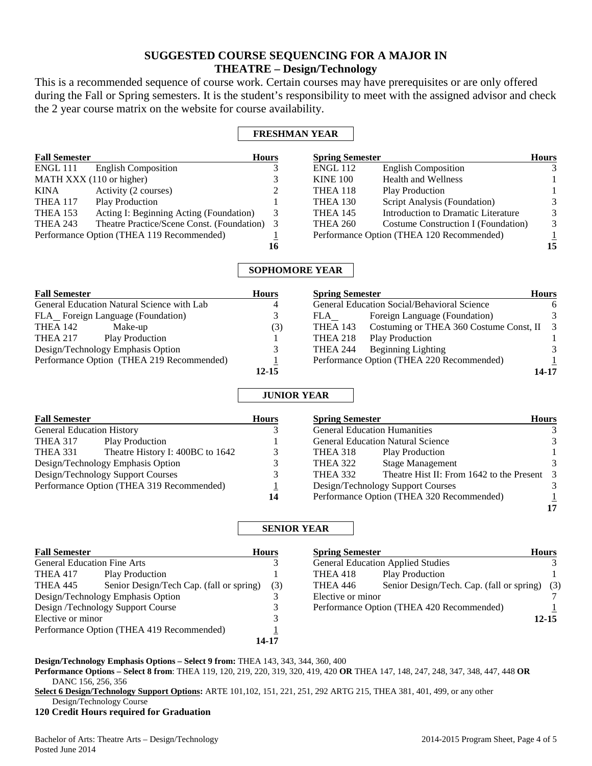# SUGGESTED COURSE SEQUENCING FOR A MAJOR IN THEATRE – Design/Technology

This is a recommended sequence of course work. Certain courses may have prerequisites or are only offered during the Fall or Spring semesters. It is the student's responsibility to meet with the assigned advisor and check the 2 year course matrix on the website for course availability.

## FRESHMAN YEAR

| Fall Semester | | Hours | Spring Semester | | Hours |
|---|---|---|---|---|---|
| ENGL 111 | English Composition | 3 | ENGL 112 | English Composition | 3 |
| MATH XXX (110 or higher) | | 3 | KINE 100 | Health and Wellness | 1 |
| KINA | Activity (2 courses) | 2 | THEA 118 | Play Production | 1 |
| THEA 117 | Play Production | 1 | THEA 130 | Script Analysis (Foundation) | 3 |
| THEA 153 | Acting I: Beginning Acting (Foundation) | 3 | THEA 145 | Introduction to Dramatic Literature | 3 |
| THEA 243 | Theatre Practice/Scene Const. (Foundation) | 3 | THEA 260 | Costume Construction I (Foundation) | 3 |
| Performance Option (THEA 119 Recommended) | | 1 | Performance Option (THEA 120 Recommended) | | 1 |
| | | **16** | | | **15** |

## SOPHOMORE YEAR

| Fall Semester | | Hours | Spring Semester | | Hours |
|---|---|---|---|---|---|
| General Education Natural Science with Lab | | 4 | General Education Social/Behavioral Science | | 6 |
| FLA_ Foreign Language (Foundation) | | 3 | FLA_ | Foreign Language (Foundation) | 3 |
| THEA 142 | Make-up | (3) | THEA 143 | Costuming or THEA 360 Costume Const, II | 3 |
| THEA 217 | Play Production | 1 | THEA 218 | Play Production | 1 |
| Design/Technology Emphasis Option | | 3 | THEA 244 | Beginning Lighting | 3 |
| Performance Option (THEA 219 Recommended) | | 1 | Performance Option (THEA 220 Recommended) | | 1 |
| | | **12-15** | | | **14-17** |

## JUNIOR YEAR

| Fall Semester | | Hours | Spring Semester | | Hours |
|---|---|---|---|---|---|
| General Education History | | 3 | General Education Humanities | | 3 |
| THEA 317 | Play Production | 1 | General Education Natural Science | | 3 |
| THEA 331 | Theatre History I: 400BC to 1642 | 3 | THEA 318 | Play Production | 1 |
| Design/Technology Emphasis Option | | 3 | THEA 322 | Stage Management | 3 |
| Design/Technology Support Courses | | 3 | THEA 332 | Theatre Hist II: From 1642 to the Present | 3 |
| Performance Option (THEA 319 Recommended) | | 1 | Design/Technology Support Courses | | 3 |
| | | **14** | Performance Option (THEA 320 Recommended) | | 1 |
| | | | | | **17** |

## SENIOR YEAR

| Fall Semester | | Hours | Spring Semester | | Hours |
|---|---|---|---|---|---|
| General Education Fine Arts | | 3 | General Education Applied Studies | | 3 |
| THEA 417 | Play Production | 1 | THEA 418 | Play Production | 1 |
| THEA 445 | Senior Design/Tech Cap. (fall or spring) | (3) | THEA 446 | Senior Design/Tech. Cap. (fall or spring) | (3) |
| Design/Technology Emphasis Option | | 3 | Elective or minor | | 7 |
| Design /Technology Support Course | | 3 | Performance Option (THEA 420 Recommended) | | 1 |
| Elective or minor | | 3 | | | **12-15** |
| Performance Option (THEA 419 Recommended) | | 1 | | | |
| | | **14-17** | | | |

**Design/Technology Emphasis Options – Select 9 from:** THEA 143, 343, 344, 360, 400

**Performance Options – Select 8 from**: THEA 119, 120, 219, 220, 319, 320, 419, 420 **OR** THEA 147, 148, 247, 248, 347, 348, 447, 448 **OR** DANC 156, 256, 356

**Select 6 Design/Technology Support Options:** ARTE 101,102, 151, 221, 251, 292 ARTG 215, THEA 381, 401, 499, or any other Design/Technology Course

**120 Credit Hours required for Graduation**

Bachelor of Arts: Theatre Arts – Design/Technology
Posted June 2014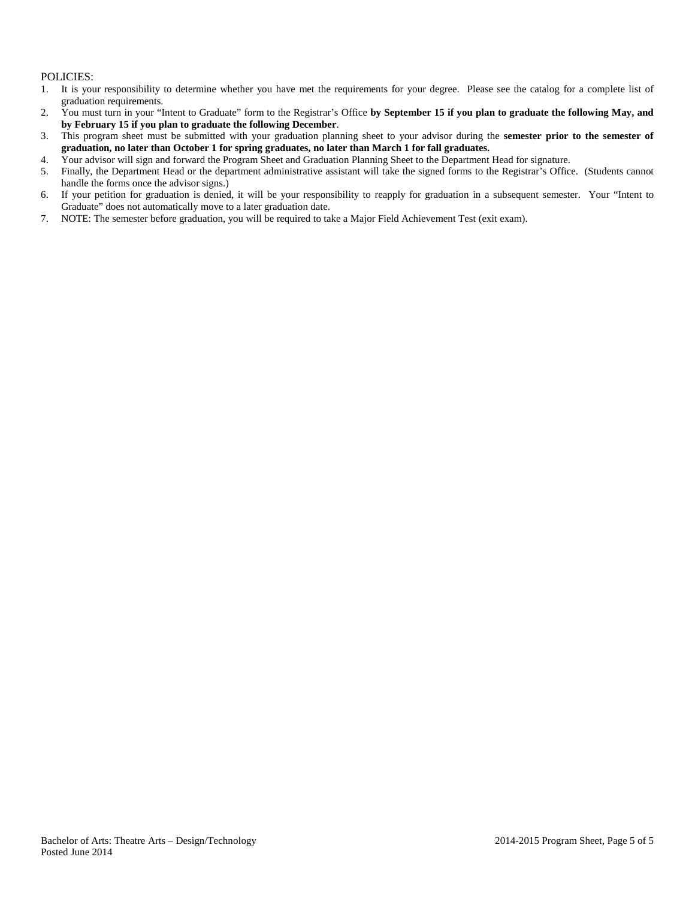POLICIES:

1. It is your responsibility to determine whether you have met the requirements for your degree. Please see the catalog for a complete list of graduation requirements.
2. You must turn in your "Intent to Graduate" form to the Registrar's Office **by September 15 if you plan to graduate the following May, and by February 15 if you plan to graduate the following December**.
3. This program sheet must be submitted with your graduation planning sheet to your advisor during the **semester prior to the semester of graduation, no later than October 1 for spring graduates, no later than March 1 for fall graduates.**
4. Your advisor will sign and forward the Program Sheet and Graduation Planning Sheet to the Department Head for signature.
5. Finally, the Department Head or the department administrative assistant will take the signed forms to the Registrar's Office. (Students cannot handle the forms once the advisor signs.)
6. If your petition for graduation is denied, it will be your responsibility to reapply for graduation in a subsequent semester. Your "Intent to Graduate" does not automatically move to a later graduation date.
7. NOTE: The semester before graduation, you will be required to take a Major Field Achievement Test (exit exam).